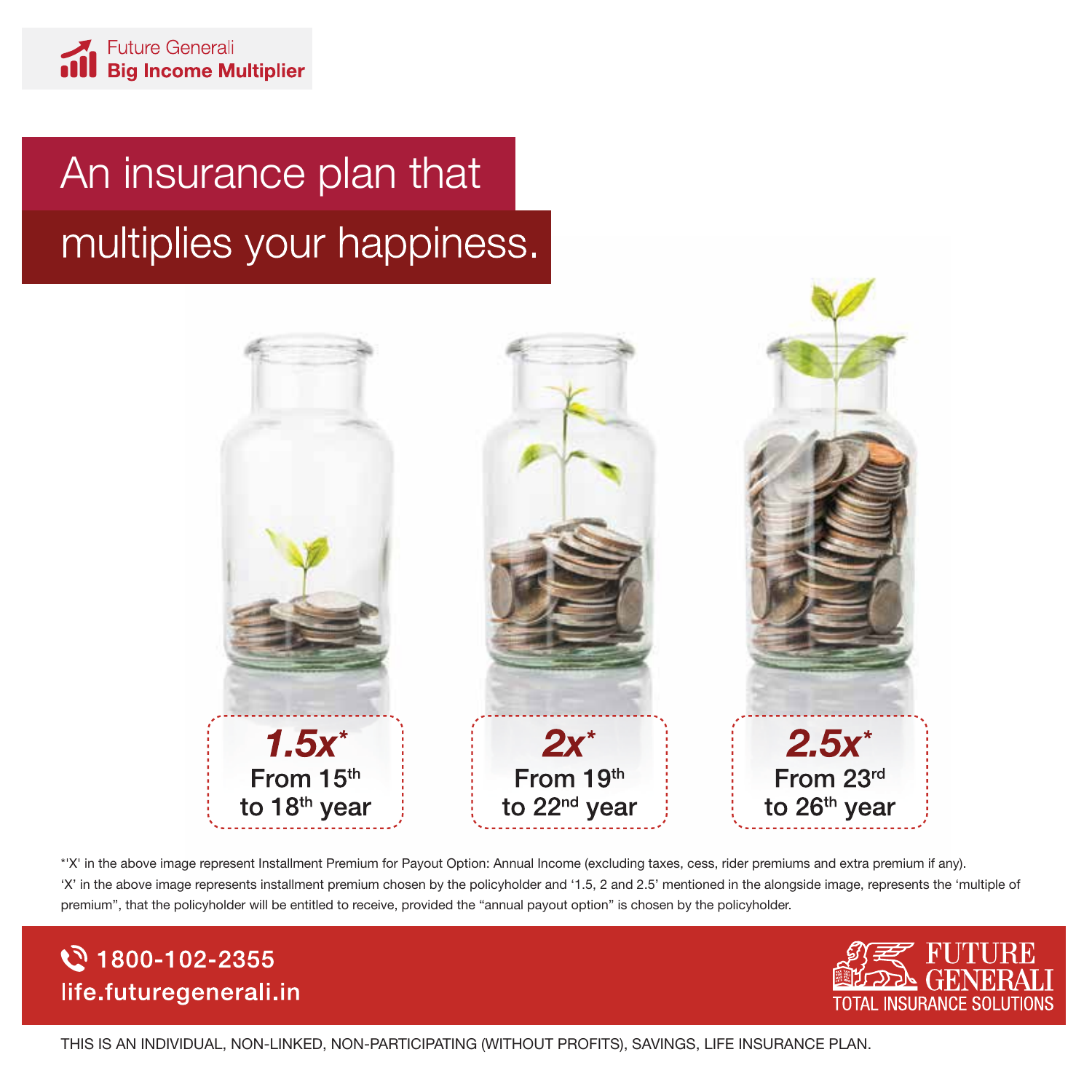Future Generali
**Big Income Multiplier**

# An insurance plan that multiplies your happiness.

| ***1.5x**** | ***2x**** | ***2.5x**** |
|---|---|---|
| **From 15th to 18th year** | **From 19th to 22nd year** | **From 23rd to 26th year** |

*'X' in the above image represent Installment Premium for Payout Option: Annual Income (excluding taxes, cess, rider premiums and extra premium if any).
'X' in the above image represents installment premium chosen by the policyholder and '1.5, 2 and 2.5' mentioned in the alongside image, represents the 'multiple of premium", that the policyholder will be entitled to receive, provided the "annual payout option" is chosen by the policyholder.

**1800-102-2355**
**life.futuregenerali.in**

FUTURE GENERALI
TOTAL INSURANCE SOLUTIONS

THIS IS AN INDIVIDUAL, NON-LINKED, NON-PARTICIPATING (WITHOUT PROFITS), SAVINGS, LIFE INSURANCE PLAN.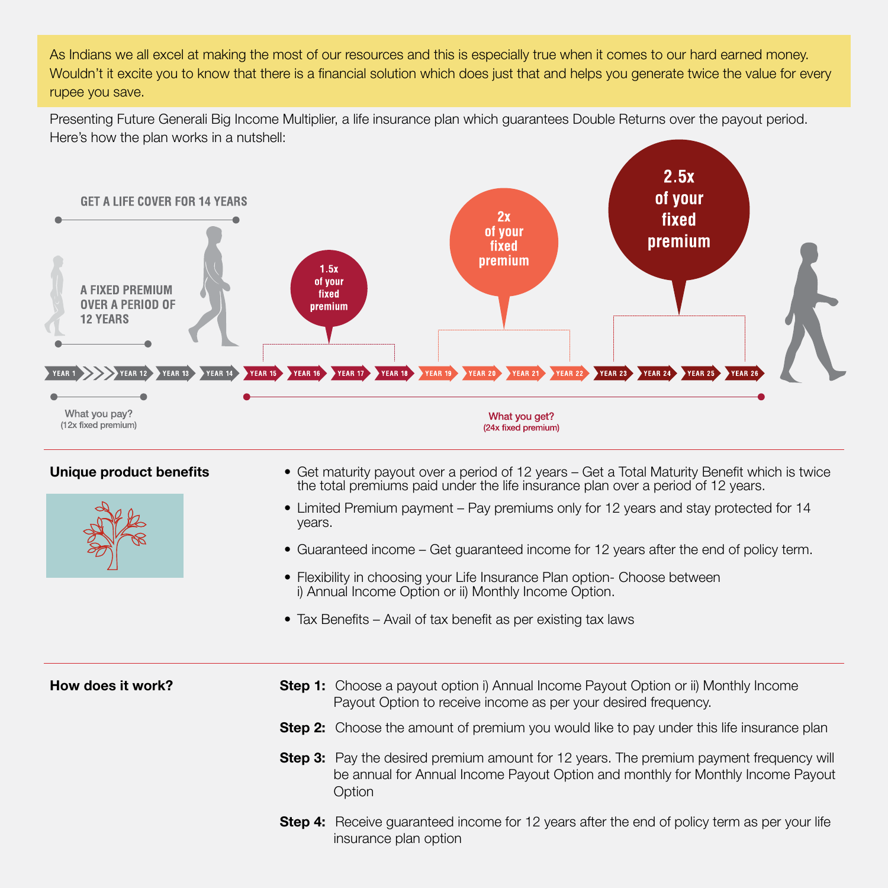As Indians we all excel at making the most of our resources and this is especially true when it comes to our hard earned money. Wouldn't it excite you to know that there is a financial solution which does just that and helps you generate twice the value for every rupee you save.

Presenting Future Generali Big Income Multiplier, a life insurance plan which guarantees Double Returns over the payout period. Here's how the plan works in a nutshell:

GET A LIFE COVER FOR 14 YEARS

A FIXED PREMIUM OVER A PERIOD OF 12 YEARS

1.5x of your fixed premium

2x of your fixed premium

2.5x of your fixed premium

YEAR 1 | YEAR 12 | YEAR 13 | YEAR 14 | YEAR 15 | YEAR 16 | YEAR 17 | YEAR 18 | YEAR 19 | YEAR 20 | YEAR 21 | YEAR 22 | YEAR 23 | YEAR 24 | YEAR 25 | YEAR 26

What you pay?
(12x fixed premium)

What you get?
(24x fixed premium)

## Unique product benefits

- Get maturity payout over a period of 12 years – Get a Total Maturity Benefit which is twice the total premiums paid under the life insurance plan over a period of 12 years.
- Limited Premium payment – Pay premiums only for 12 years and stay protected for 14 years.
- Guaranteed income – Get guaranteed income for 12 years after the end of policy term.
- Flexibility in choosing your Life Insurance Plan option- Choose between i) Annual Income Option or ii) Monthly Income Option.
- Tax Benefits – Avail of tax benefit as per existing tax laws

## How does it work?

**Step 1:** Choose a payout option i) Annual Income Payout Option or ii) Monthly Income Payout Option to receive income as per your desired frequency.

**Step 2:** Choose the amount of premium you would like to pay under this life insurance plan

**Step 3:** Pay the desired premium amount for 12 years. The premium payment frequency will be annual for Annual Income Payout Option and monthly for Monthly Income Payout Option

**Step 4:** Receive guaranteed income for 12 years after the end of policy term as per your life insurance plan option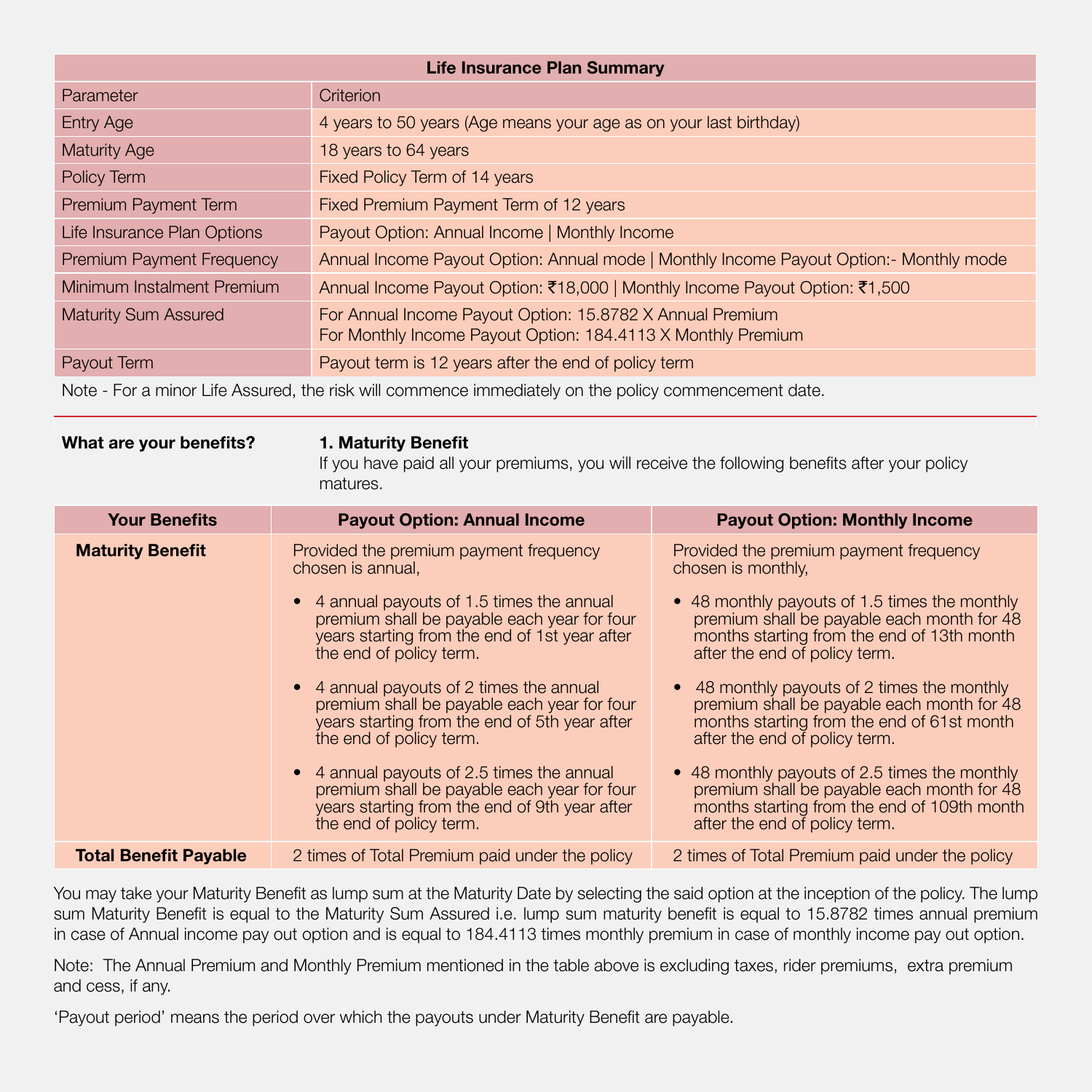| Life Insurance Plan Summary | |
|---|---|
| Parameter | Criterion |
| Entry Age | 4 years to 50 years (Age means your age as on your last birthday) |
| Maturity Age | 18 years to 64 years |
| Policy Term | Fixed Policy Term of 14 years |
| Premium Payment Term | Fixed Premium Payment Term of 12 years |
| Life Insurance Plan Options | Payout Option: Annual Income \| Monthly Income |
| Premium Payment Frequency | Annual Income Payout Option: Annual mode \| Monthly Income Payout Option:- Monthly mode |
| Minimum Instalment Premium | Annual Income Payout Option: ₹18,000 \| Monthly Income Payout Option: ₹1,500 |
| Maturity Sum Assured | For Annual Income Payout Option: 15.8782 X Annual Premium<br>For Monthly Income Payout Option: 184.4113 X Monthly Premium |
| Payout Term | Payout term is 12 years after the end of policy term |

Note - For a minor Life Assured, the risk will commence immediately on the policy commencement date.

**What are your benefits?**

**1. Maturity Benefit**

If you have paid all your premiums, you will receive the following benefits after your policy matures.

| Your Benefits | Payout Option: Annual Income | Payout Option: Monthly Income |
|---|---|---|
| **Maturity Benefit** | Provided the premium payment frequency chosen is annual,<br>• 4 annual payouts of 1.5 times the annual premium shall be payable each year for four years starting from the end of 1st year after the end of policy term.<br>• 4 annual payouts of 2 times the annual premium shall be payable each year for four years starting from the end of 5th year after the end of policy term.<br>• 4 annual payouts of 2.5 times the annual premium shall be payable each year for four years starting from the end of 9th year after the end of policy term. | Provided the premium payment frequency chosen is monthly,<br>• 48 monthly payouts of 1.5 times the monthly premium shall be payable each month for 48 months starting from the end of 13th month after the end of policy term.<br>• 48 monthly payouts of 2 times the monthly premium shall be payable each month for 48 months starting from the end of 61st month after the end of policy term.<br>• 48 monthly payouts of 2.5 times the monthly premium shall be payable each month for 48 months starting from the end of 109th month after the end of policy term. |
| **Total Benefit Payable** | 2 times of Total Premium paid under the policy | 2 times of Total Premium paid under the policy |

You may take your Maturity Benefit as lump sum at the Maturity Date by selecting the said option at the inception of the policy. The lump sum Maturity Benefit is equal to the Maturity Sum Assured i.e. lump sum maturity benefit is equal to 15.8782 times annual premium in case of Annual income pay out option and is equal to 184.4113 times monthly premium in case of monthly income pay out option.

Note: The Annual Premium and Monthly Premium mentioned in the table above is excluding taxes, rider premiums, extra premium and cess, if any.

'Payout period' means the period over which the payouts under Maturity Benefit are payable.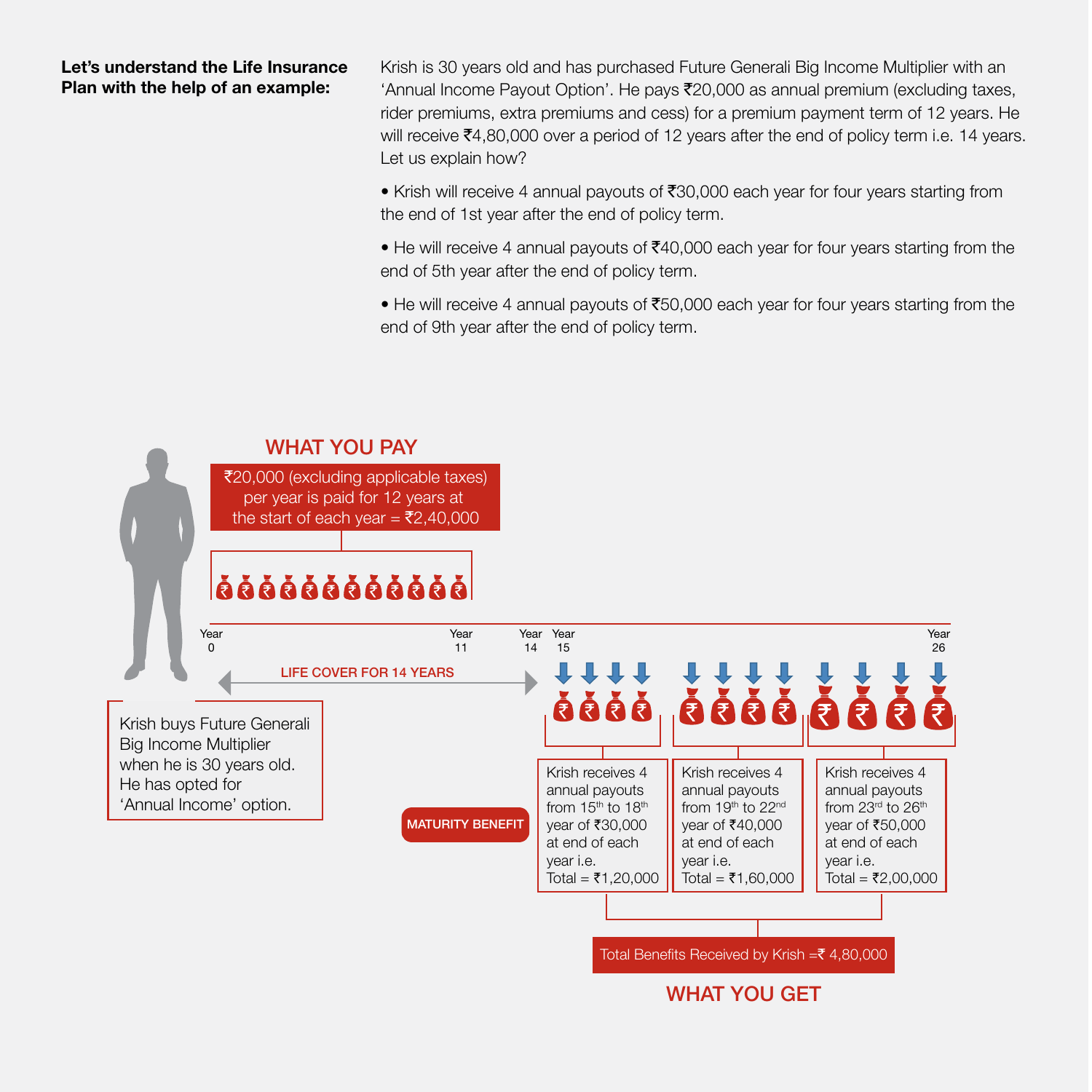**Let's understand the Life Insurance Plan with the help of an example:**

Krish is 30 years old and has purchased Future Generali Big Income Multiplier with an 'Annual Income Payout Option'. He pays ₹20,000 as annual premium (excluding taxes, rider premiums, extra premiums and cess) for a premium payment term of 12 years. He will receive ₹4,80,000 over a period of 12 years after the end of policy term i.e. 14 years. Let us explain how?

- Krish will receive 4 annual payouts of ₹30,000 each year for four years starting from the end of 1st year after the end of policy term.
- He will receive 4 annual payouts of ₹40,000 each year for four years starting from the end of 5th year after the end of policy term.
- He will receive 4 annual payouts of ₹50,000 each year for four years starting from the end of 9th year after the end of policy term.

## WHAT YOU PAY

₹20,000 (excluding applicable taxes) per year is paid for 12 years at the start of each year = ₹2,40,000

Year 0 | Year 11 | Year 14 | Year 15 | Year 26

LIFE COVER FOR 14 YEARS

Krish buys Future Generali Big Income Multiplier when he is 30 years old. He has opted for 'Annual Income' option.

MATURITY BENEFIT

Krish receives 4 annual payouts from 15th to 18th year of ₹30,000 at end of each year i.e. Total = ₹1,20,000

Krish receives 4 annual payouts from 19th to 22nd year of ₹40,000 at end of each year i.e. Total = ₹1,60,000

Krish receives 4 annual payouts from 23rd to 26th year of ₹50,000 at end of each year i.e. Total = ₹2,00,000

Total Benefits Received by Krish =₹ 4,80,000

## WHAT YOU GET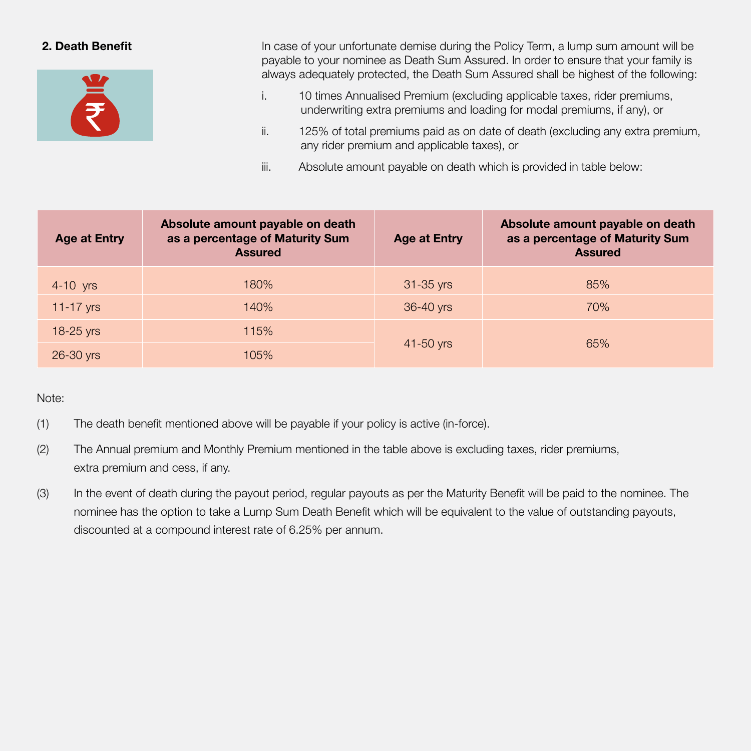## 2. Death Benefit

In case of your unfortunate demise during the Policy Term, a lump sum amount will be payable to your nominee as Death Sum Assured. In order to ensure that your family is always adequately protected, the Death Sum Assured shall be highest of the following:

i. 10 times Annualised Premium (excluding applicable taxes, rider premiums, underwriting extra premiums and loading for modal premiums, if any), or

ii. 125% of total premiums paid as on date of death (excluding any extra premium, any rider premium and applicable taxes), or

iii. Absolute amount payable on death which is provided in table below:

| Age at Entry | Absolute amount payable on death as a percentage of Maturity Sum Assured | Age at Entry | Absolute amount payable on death as a percentage of Maturity Sum Assured |
|---|---|---|---|
| 4-10 yrs | 180% | 31-35 yrs | 85% |
| 11-17 yrs | 140% | 36-40 yrs | 70% |
| 18-25 yrs | 115% | 41-50 yrs | 65% |
| 26-30 yrs | 105% | | |

Note:

(1) The death benefit mentioned above will be payable if your policy is active (in-force).

(2) The Annual premium and Monthly Premium mentioned in the table above is excluding taxes, rider premiums, extra premium and cess, if any.

(3) In the event of death during the payout period, regular payouts as per the Maturity Benefit will be paid to the nominee. The nominee has the option to take a Lump Sum Death Benefit which will be equivalent to the value of outstanding payouts, discounted at a compound interest rate of 6.25% per annum.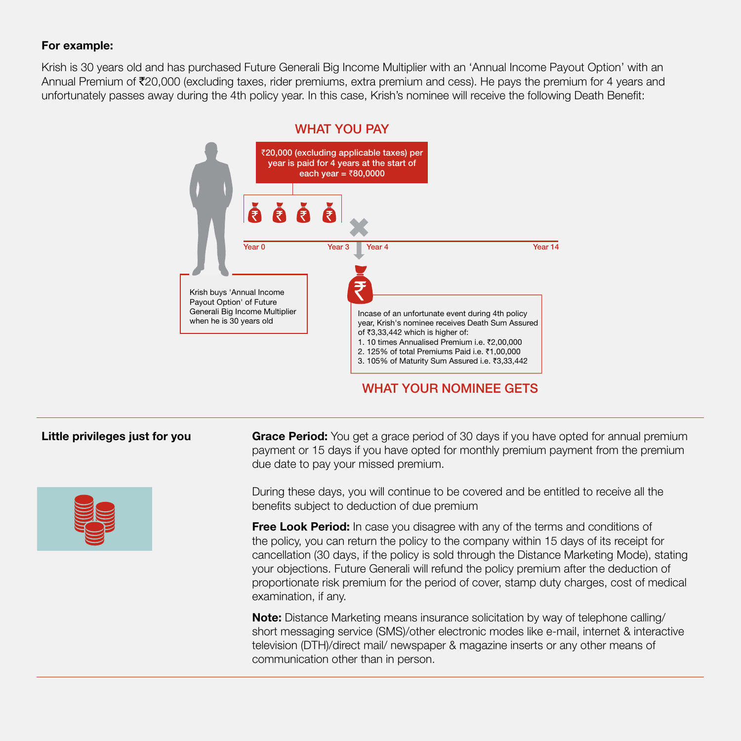**For example:**

Krish is 30 years old and has purchased Future Generali Big Income Multiplier with an 'Annual Income Payout Option' with an Annual Premium of ₹20,000 (excluding taxes, rider premiums, extra premium and cess). He pays the premium for 4 years and unfortunately passes away during the 4th policy year. In this case, Krish's nominee will receive the following Death Benefit:

### WHAT YOU PAY

₹20,000 (excluding applicable taxes) per year is paid for 4 years at the start of each year = ₹80,0000

Year 0 | Year 3 | Year 4 | Year 14

Krish buys 'Annual Income Payout Option' of Future Generali Big Income Multiplier when he is 30 years old

Incase of an unfortunate event during 4th policy year, Krish's nominee receives Death Sum Assured of ₹3,33,442 which is higher of:

1. 10 times Annualised Premium i.e. ₹2,00,000
2. 125% of total Premiums Paid i.e. ₹1,00,000
3. 105% of Maturity Sum Assured i.e. ₹3,33,442

### WHAT YOUR NOMINEE GETS

---

**Little privileges just for you**

**Grace Period:** You get a grace period of 30 days if you have opted for annual premium payment or 15 days if you have opted for monthly premium payment from the premium due date to pay your missed premium.

During these days, you will continue to be covered and be entitled to receive all the benefits subject to deduction of due premium

**Free Look Period:** In case you disagree with any of the terms and conditions of the policy, you can return the policy to the company within 15 days of its receipt for cancellation (30 days, if the policy is sold through the Distance Marketing Mode), stating your objections. Future Generali will refund the policy premium after the deduction of proportionate risk premium for the period of cover, stamp duty charges, cost of medical examination, if any.

**Note:** Distance Marketing means insurance solicitation by way of telephone calling/ short messaging service (SMS)/other electronic modes like e-mail, internet & interactive television (DTH)/direct mail/ newspaper & magazine inserts or any other means of communication other than in person.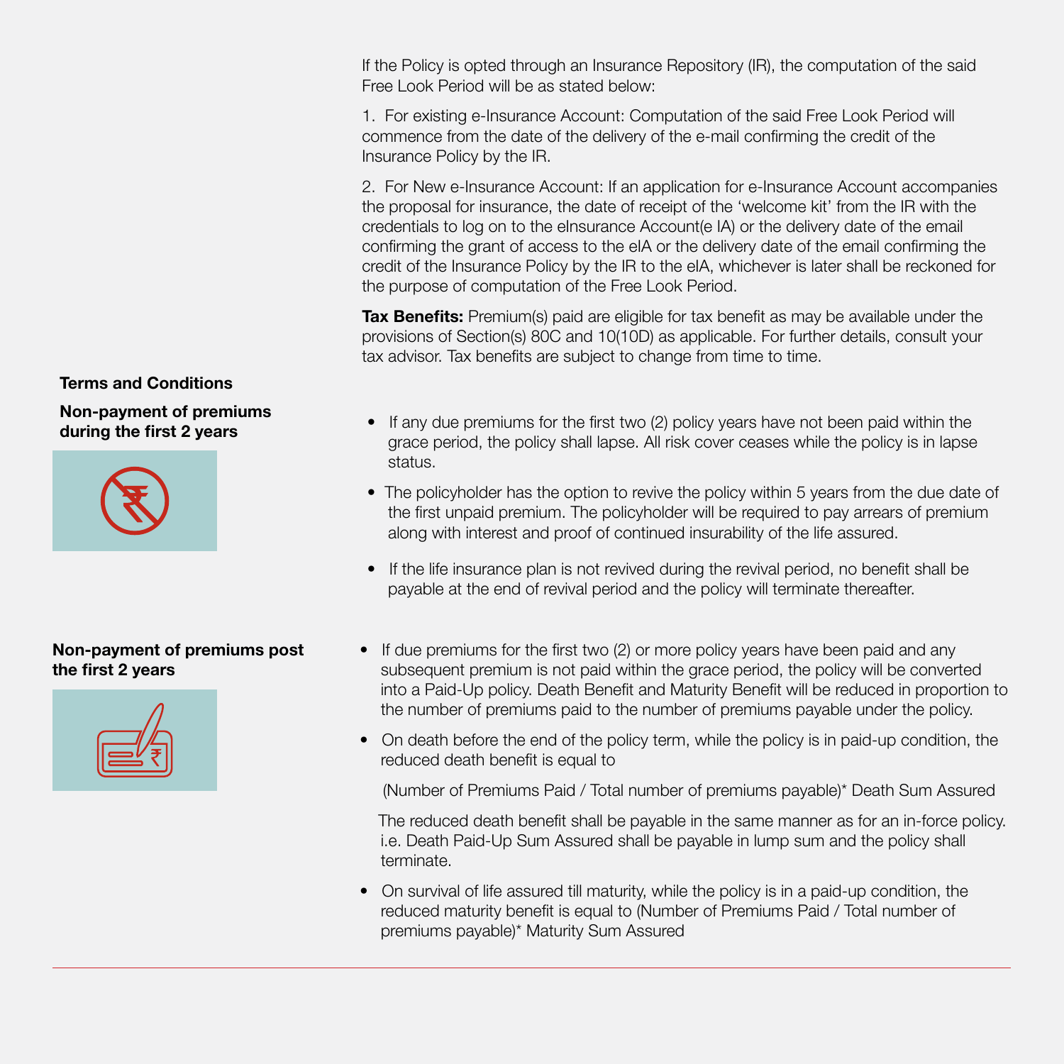If the Policy is opted through an Insurance Repository (IR), the computation of the said Free Look Period will be as stated below:

1. For existing e-Insurance Account: Computation of the said Free Look Period will commence from the date of the delivery of the e-mail confirming the credit of the Insurance Policy by the IR.

2. For New e-Insurance Account: If an application for e-Insurance Account accompanies the proposal for insurance, the date of receipt of the 'welcome kit' from the IR with the credentials to log on to the eInsurance Account(e IA) or the delivery date of the email confirming the grant of access to the eIA or the delivery date of the email confirming the credit of the Insurance Policy by the IR to the eIA, whichever is later shall be reckoned for the purpose of computation of the Free Look Period.

**Tax Benefits:** Premium(s) paid are eligible for tax benefit as may be available under the provisions of Section(s) 80C and 10(10D) as applicable. For further details, consult your tax advisor. Tax benefits are subject to change from time to time.

## Terms and Conditions

### Non-payment of premiums during the first 2 years

- If any due premiums for the first two (2) policy years have not been paid within the grace period, the policy shall lapse. All risk cover ceases while the policy is in lapse status.
- The policyholder has the option to revive the policy within 5 years from the due date of the first unpaid premium. The policyholder will be required to pay arrears of premium along with interest and proof of continued insurability of the life assured.
- If the life insurance plan is not revived during the revival period, no benefit shall be payable at the end of revival period and the policy will terminate thereafter.

### Non-payment of premiums post the first 2 years

- If due premiums for the first two (2) or more policy years have been paid and any subsequent premium is not paid within the grace period, the policy will be converted into a Paid-Up policy. Death Benefit and Maturity Benefit will be reduced in proportion to the number of premiums paid to the number of premiums payable under the policy.
- On death before the end of the policy term, while the policy is in paid-up condition, the reduced death benefit is equal to

  (Number of Premiums Paid / Total number of premiums payable)* Death Sum Assured

  The reduced death benefit shall be payable in the same manner as for an in-force policy. i.e. Death Paid-Up Sum Assured shall be payable in lump sum and the policy shall terminate.
- On survival of life assured till maturity, while the policy is in a paid-up condition, the reduced maturity benefit is equal to (Number of Premiums Paid / Total number of premiums payable)* Maturity Sum Assured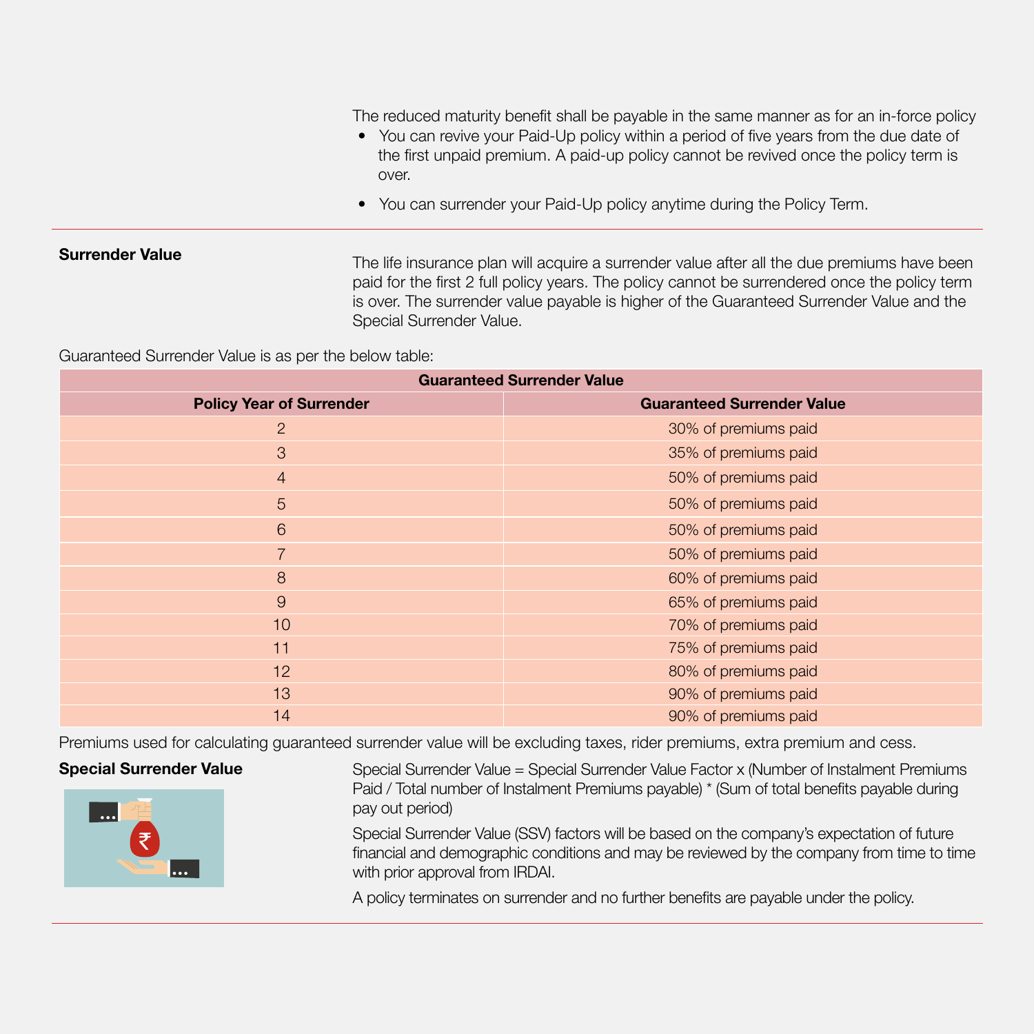The reduced maturity benefit shall be payable in the same manner as for an in-force policy

- You can revive your Paid-Up policy within a period of five years from the due date of the first unpaid premium. A paid-up policy cannot be revived once the policy term is over.
- You can surrender your Paid-Up policy anytime during the Policy Term.

**Surrender Value**

The life insurance plan will acquire a surrender value after all the due premiums have been paid for the first 2 full policy years. The policy cannot be surrendered once the policy term is over. The surrender value payable is higher of the Guaranteed Surrender Value and the Special Surrender Value.

Guaranteed Surrender Value is as per the below table:

| Guaranteed Surrender Value | |
|---|---|
| **Policy Year of Surrender** | **Guaranteed Surrender Value** |
| 2 | 30% of premiums paid |
| 3 | 35% of premiums paid |
| 4 | 50% of premiums paid |
| 5 | 50% of premiums paid |
| 6 | 50% of premiums paid |
| 7 | 50% of premiums paid |
| 8 | 60% of premiums paid |
| 9 | 65% of premiums paid |
| 10 | 70% of premiums paid |
| 11 | 75% of premiums paid |
| 12 | 80% of premiums paid |
| 13 | 90% of premiums paid |
| 14 | 90% of premiums paid |

Premiums used for calculating guaranteed surrender value will be excluding taxes, rider premiums, extra premium and cess.

**Special Surrender Value**

Special Surrender Value = Special Surrender Value Factor x (Number of Instalment Premiums Paid / Total number of Instalment Premiums payable) * (Sum of total benefits payable during pay out period)

Special Surrender Value (SSV) factors will be based on the company's expectation of future financial and demographic conditions and may be reviewed by the company from time to time with prior approval from IRDAI.

A policy terminates on surrender and no further benefits are payable under the policy.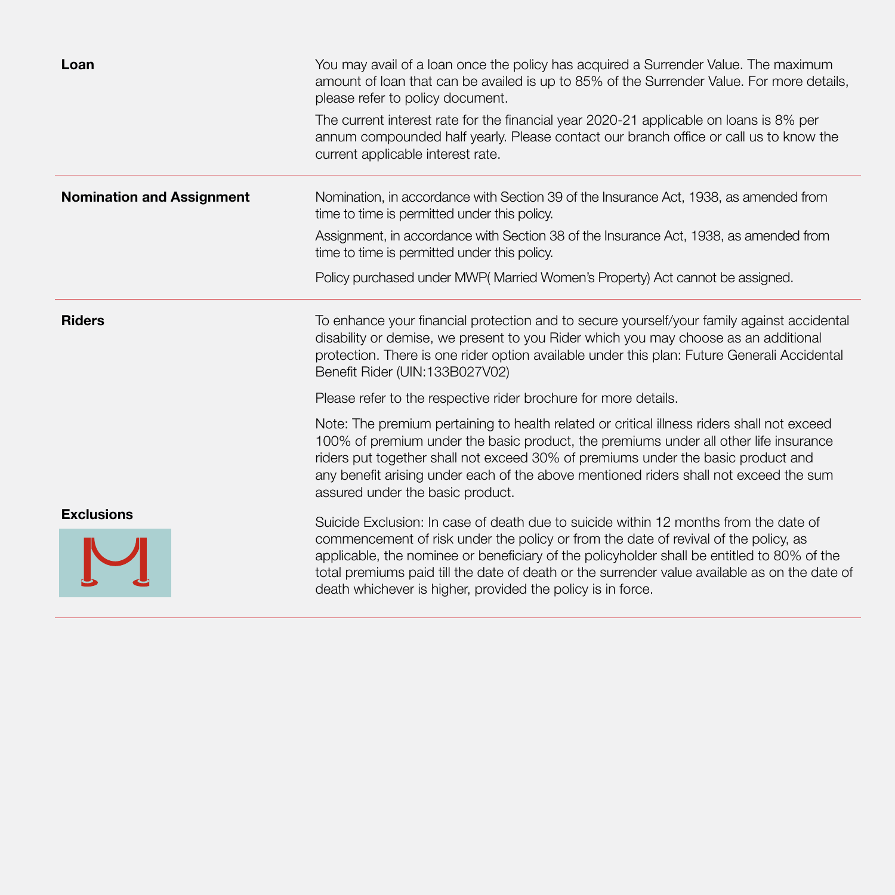| | |
|---|---|
| **Loan** | You may avail of a loan once the policy has acquired a Surrender Value. The maximum amount of loan that can be availed is up to 85% of the Surrender Value. For more details, please refer to policy document.<br><br>The current interest rate for the financial year 2020-21 applicable on loans is 8% per annum compounded half yearly. Please contact our branch office or call us to know the current applicable interest rate. |
| **Nomination and Assignment** | Nomination, in accordance with Section 39 of the Insurance Act, 1938, as amended from time to time is permitted under this policy.<br><br>Assignment, in accordance with Section 38 of the Insurance Act, 1938, as amended from time to time is permitted under this policy.<br><br>Policy purchased under MWP( Married Women's Property) Act cannot be assigned. |
| **Riders** | To enhance your financial protection and to secure yourself/your family against accidental disability or demise, we present to you Rider which you may choose as an additional protection. There is one rider option available under this plan: Future Generali Accidental Benefit Rider (UIN:133B027V02)<br><br>Please refer to the respective rider brochure for more details.<br><br>Note: The premium pertaining to health related or critical illness riders shall not exceed 100% of premium under the basic product, the premiums under all other life insurance riders put together shall not exceed 30% of premiums under the basic product and any benefit arising under each of the above mentioned riders shall not exceed the sum assured under the basic product. |
| **Exclusions** | Suicide Exclusion: In case of death due to suicide within 12 months from the date of commencement of risk under the policy or from the date of revival of the policy, as applicable, the nominee or beneficiary of the policyholder shall be entitled to 80% of the total premiums paid till the date of death or the surrender value available as on the date of death whichever is higher, provided the policy is in force. |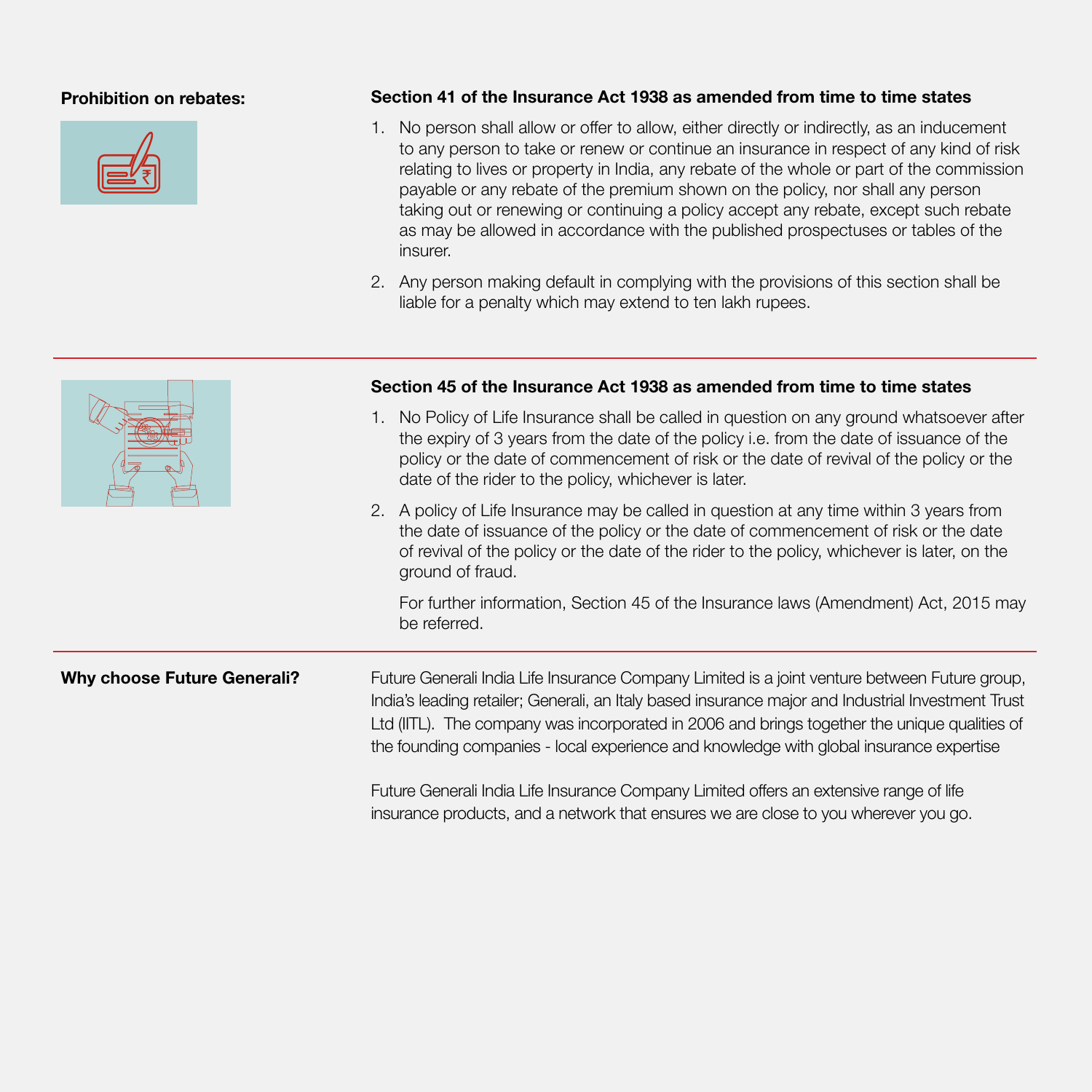## Prohibition on rebates:

### Section 41 of the Insurance Act 1938 as amended from time to time states

1. No person shall allow or offer to allow, either directly or indirectly, as an inducement to any person to take or renew or continue an insurance in respect of any kind of risk relating to lives or property in India, any rebate of the whole or part of the commission payable or any rebate of the premium shown on the policy, nor shall any person taking out or renewing or continuing a policy accept any rebate, except such rebate as may be allowed in accordance with the published prospectuses or tables of the insurer.
2. Any person making default in complying with the provisions of this section shall be liable for a penalty which may extend to ten lakh rupees.

### Section 45 of the Insurance Act 1938 as amended from time to time states

1. No Policy of Life Insurance shall be called in question on any ground whatsoever after the expiry of 3 years from the date of the policy i.e. from the date of issuance of the policy or the date of commencement of risk or the date of revival of the policy or the date of the rider to the policy, whichever is later.
2. A policy of Life Insurance may be called in question at any time within 3 years from the date of issuance of the policy or the date of commencement of risk or the date of revival of the policy or the date of the rider to the policy, whichever is later, on the ground of fraud.

   For further information, Section 45 of the Insurance laws (Amendment) Act, 2015 may be referred.

## Why choose Future Generali?

Future Generali India Life Insurance Company Limited is a joint venture between Future group, India's leading retailer; Generali, an Italy based insurance major and Industrial Investment Trust Ltd (IITL). The company was incorporated in 2006 and brings together the unique qualities of the founding companies - local experience and knowledge with global insurance expertise

Future Generali India Life Insurance Company Limited offers an extensive range of life insurance products, and a network that ensures we are close to you wherever you go.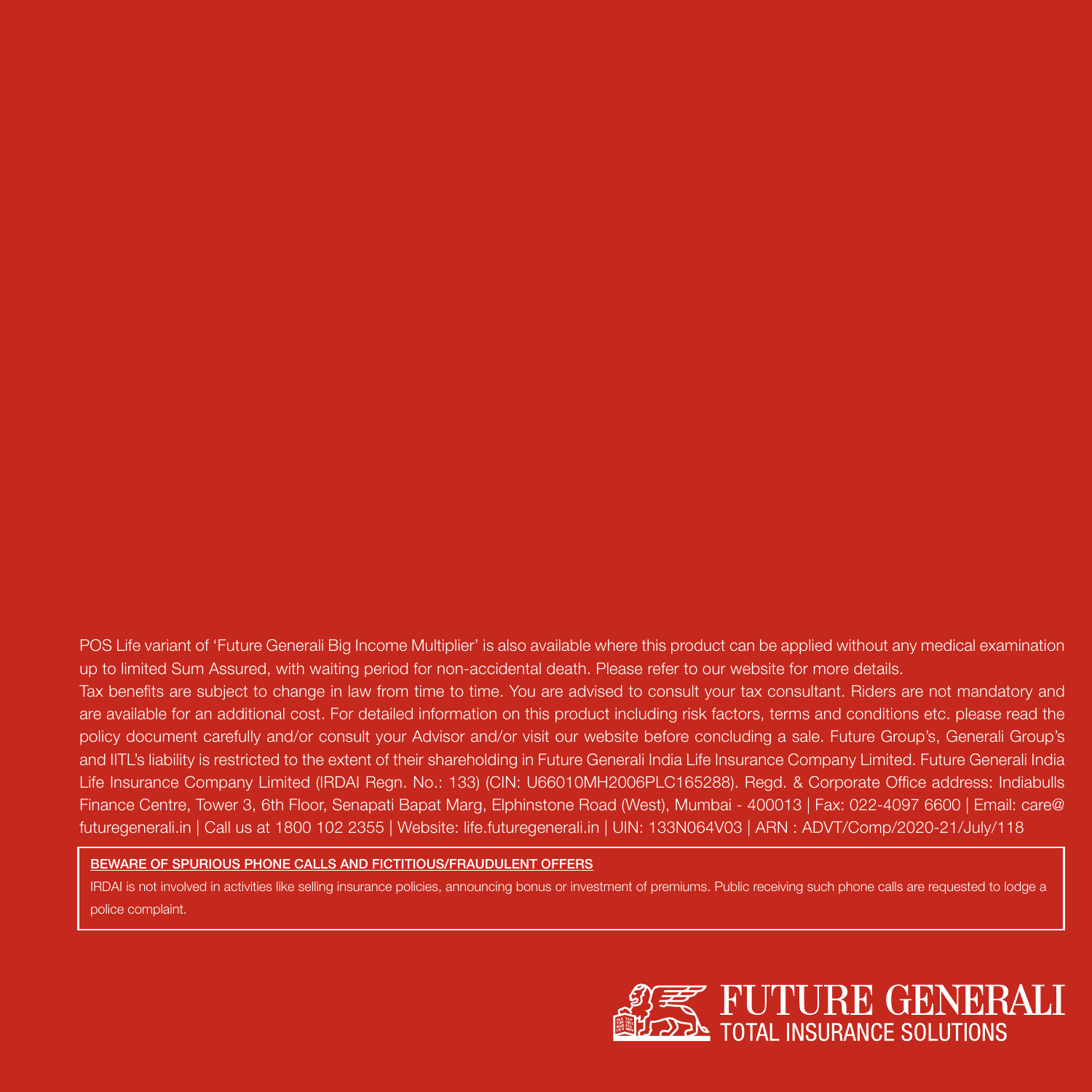POS Life variant of 'Future Generali Big Income Multiplier' is also available where this product can be applied without any medical examination up to limited Sum Assured, with waiting period for non-accidental death. Please refer to our website for more details.

Tax benefits are subject to change in law from time to time. You are advised to consult your tax consultant. Riders are not mandatory and are available for an additional cost. For detailed information on this product including risk factors, terms and conditions etc. please read the policy document carefully and/or consult your Advisor and/or visit our website before concluding a sale. Future Group's, Generali Group's and IITL's liability is restricted to the extent of their shareholding in Future Generali India Life Insurance Company Limited. Future Generali India Life Insurance Company Limited (IRDAI Regn. No.: 133) (CIN: U66010MH2006PLC165288). Regd. & Corporate Office address: Indiabulls Finance Centre, Tower 3, 6th Floor, Senapati Bapat Marg, Elphinstone Road (West), Mumbai - 400013 | Fax: 022-4097 6600 | Email: care@futuregenerali.in | Call us at 1800 102 2355 | Website: life.futuregenerali.in | UIN: 133N064V03 | ARN : ADVT/Comp/2020-21/July/118

**BEWARE OF SPURIOUS PHONE CALLS AND FICTITIOUS/FRAUDULENT OFFERS**

IRDAI is not involved in activities like selling insurance policies, announcing bonus or investment of premiums. Public receiving such phone calls are requested to lodge a police complaint.

FUTURE GENERALI
TOTAL INSURANCE SOLUTIONS